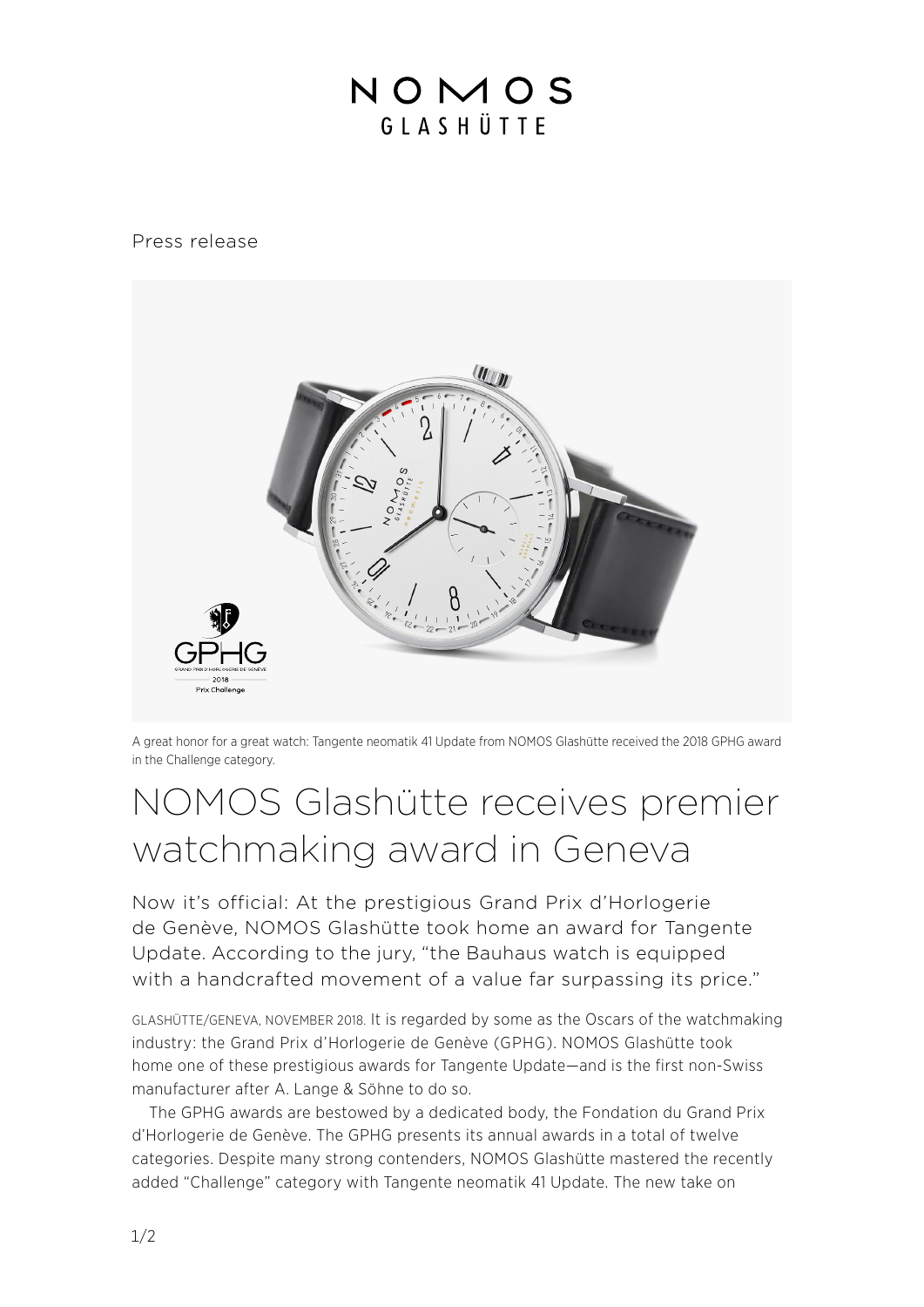NOMOS
GLASHÜTTE

Press release

A great honor for a great watch: Tangente neomatik 41 Update from NOMOS Glashütte received the 2018 GPHG award in the Challenge category.

# NOMOS Glashütte receives premier watchmaking award in Geneva

Now it's official: At the prestigious Grand Prix d'Horlogerie de Genève, NOMOS Glashütte took home an award for Tangente Update. According to the jury, "the Bauhaus watch is equipped with a handcrafted movement of a value far surpassing its price."

GLASHÜTTE/GENEVA, NOVEMBER 2018. It is regarded by some as the Oscars of the watchmaking industry: the Grand Prix d'Horlogerie de Genève (GPHG). NOMOS Glashütte took home one of these prestigious awards for Tangente Update—and is the first non-Swiss manufacturer after A. Lange & Söhne to do so.

The GPHG awards are bestowed by a dedicated body, the Fondation du Grand Prix d'Horlogerie de Genève. The GPHG presents its annual awards in a total of twelve categories. Despite many strong contenders, NOMOS Glashütte mastered the recently added "Challenge" category with Tangente neomatik 41 Update. The new take on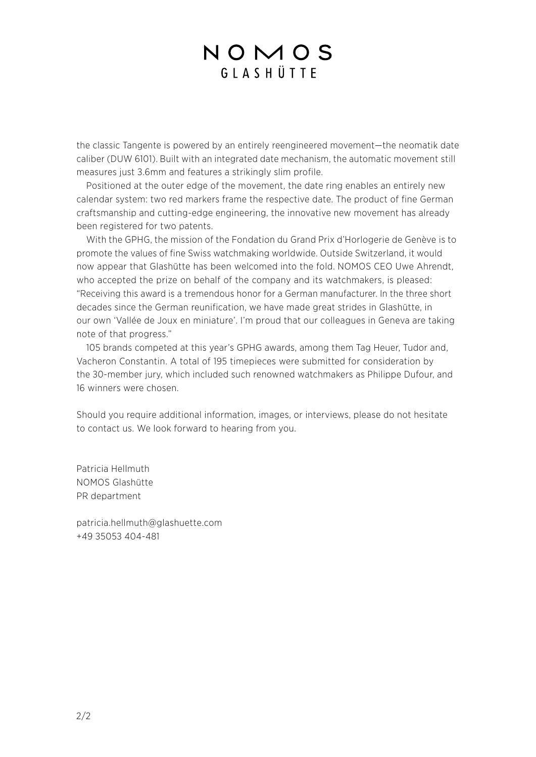# NOMOS
GLASHÜTTE

the classic Tangente is powered by an entirely reengineered movement—the neomatik date caliber (DUW 6101). Built with an integrated date mechanism, the automatic movement still measures just 3.6mm and features a strikingly slim profile.

Positioned at the outer edge of the movement, the date ring enables an entirely new calendar system: two red markers frame the respective date. The product of fine German craftsmanship and cutting-edge engineering, the innovative new movement has already been registered for two patents.

With the GPHG, the mission of the Fondation du Grand Prix d'Horlogerie de Genève is to promote the values of fine Swiss watchmaking worldwide. Outside Switzerland, it would now appear that Glashütte has been welcomed into the fold. NOMOS CEO Uwe Ahrendt, who accepted the prize on behalf of the company and its watchmakers, is pleased: "Receiving this award is a tremendous honor for a German manufacturer. In the three short decades since the German reunification, we have made great strides in Glashütte, in our own 'Vallée de Joux en miniature'. I'm proud that our colleagues in Geneva are taking note of that progress."

105 brands competed at this year's GPHG awards, among them Tag Heuer, Tudor and, Vacheron Constantin. A total of 195 timepieces were submitted for consideration by the 30-member jury, which included such renowned watchmakers as Philippe Dufour, and 16 winners were chosen.

Should you require additional information, images, or interviews, please do not hesitate to contact us. We look forward to hearing from you.

Patricia Hellmuth
NOMOS Glashütte
PR department

patricia.hellmuth@glashuette.com
+49 35053 404-481